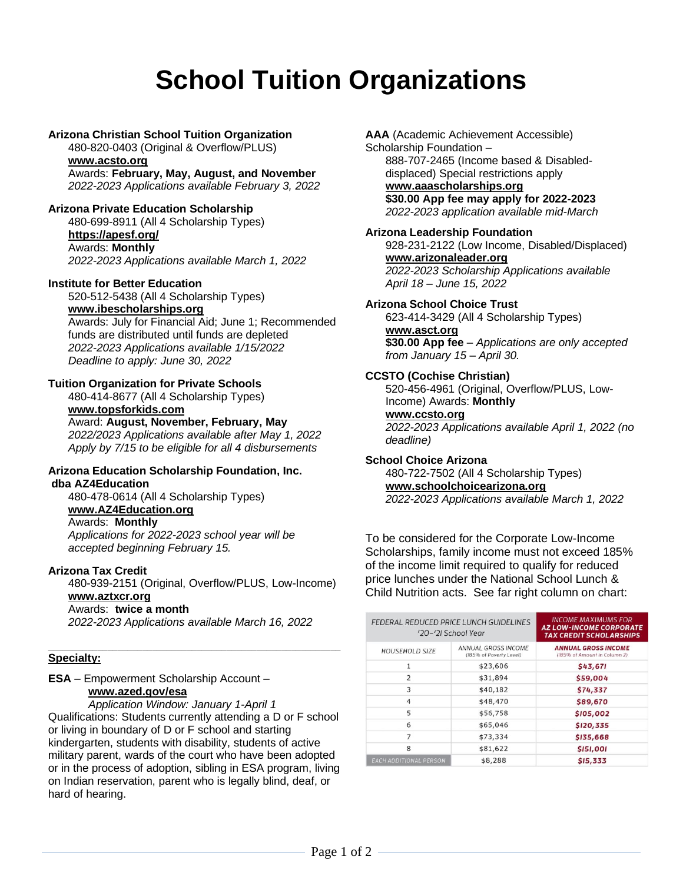# School Tuition Organizations

**Arizona Christian School Tuition Organization**
480-820-0403 (Original & Overflow/PLUS)
**www.acsto.org**
Awards: **February, May, August, and November**
*2022-2023 Applications available February 3, 2022*

**Arizona Private Education Scholarship**
480-699-8911 (All 4 Scholarship Types)
**https://apesf.org/**
Awards: **Monthly**
*2022-2023 Applications available March 1, 2022*

**Institute for Better Education**
520-512-5438 (All 4 Scholarship Types)
**www.ibescholarships.org**
Awards: July for Financial Aid; June 1; Recommended funds are distributed until funds are depleted
*2022-2023 Applications available 1/15/2022*
*Deadline to apply: June 30, 2022*

**Tuition Organization for Private Schools**
480-414-8677 (All 4 Scholarship Types)
**www.topsforkids.com**
Award: **August, November, February, May**
*2022/2023 Applications available after May 1, 2022*
*Apply by 7/15 to be eligible for all 4 disbursements*

**Arizona Education Scholarship Foundation, Inc. dba AZ4Education**
480-478-0614 (All 4 Scholarship Types)
**www.AZ4Education.org**
Awards: **Monthly**
*Applications for 2022-2023 school year will be accepted beginning February 15.*

**Arizona Tax Credit**
480-939-2151 (Original, Overflow/PLUS, Low-Income)
**www.aztxcr.org**
Awards: **twice a month**
*2022-2023 Applications available March 16, 2022*

**Specialty:**

**ESA** – Empowerment Scholarship Account – **www.azed.gov/esa**
*Application Window: January 1-April 1*
Qualifications: Students currently attending a D or F school or living in boundary of D or F school and starting kindergarten, students with disability, students of active military parent, wards of the court who have been adopted or in the process of adoption, sibling in ESA program, living on Indian reservation, parent who is legally blind, deaf, or hard of hearing.

**AAA** (Academic Achievement Accessible) Scholarship Foundation –
888-707-2465 (Income based & Disabled-displaced) Special restrictions apply
**www.aaascholarships.org**
**$30.00 App fee may apply for 2022-2023**
*2022-2023 application available mid-March*

**Arizona Leadership Foundation**
928-231-2122 (Low Income, Disabled/Displaced)
**www.arizonaleader.org**
*2022-2023 Scholarship Applications available April 18 – June 15, 2022*

**Arizona School Choice Trust**
623-414-3429 (All 4 Scholarship Types)
**www.asct.org**
**$30.00 App fee** – *Applications are only accepted from January 15 – April 30.*

**CCSTO (Cochise Christian)**
520-456-4961 (Original, Overflow/PLUS, Low-Income) Awards: **Monthly**
**www.ccsto.org**
*2022-2023 Applications available April 1, 2022 (no deadline)*

**School Choice Arizona**
480-722-7502 (All 4 Scholarship Types)
**www.schoolchoicearizona.org**
*2022-2023 Applications available March 1, 2022*

To be considered for the Corporate Low-Income Scholarships, family income must not exceed 185% of the income limit required to qualify for reduced price lunches under the National School Lunch & Child Nutrition acts. See far right column on chart:

| FEDERAL REDUCED PRICE LUNCH GUIDELINES '20-'21 School Year | | INCOME MAXIMUMS FOR AZ LOW-INCOME CORPORATE TAX CREDIT SCHOLARSHIPS |
|---|---|---|
| HOUSEHOLD SIZE | ANNUAL GROSS INCOME (185% of Poverty Level) | ANNUAL GROSS INCOME (185% of Amount in Column 2) |
| 1 | $23,606 | $43,671 |
| 2 | $31,894 | $59,004 |
| 3 | $40,182 | $74,337 |
| 4 | $48,470 | $89,670 |
| 5 | $56,758 | $105,002 |
| 6 | $65,046 | $120,335 |
| 7 | $73,334 | $135,668 |
| 8 | $81,622 | $151,001 |
| EACH ADDITIONAL PERSON | $8,288 | $15,333 |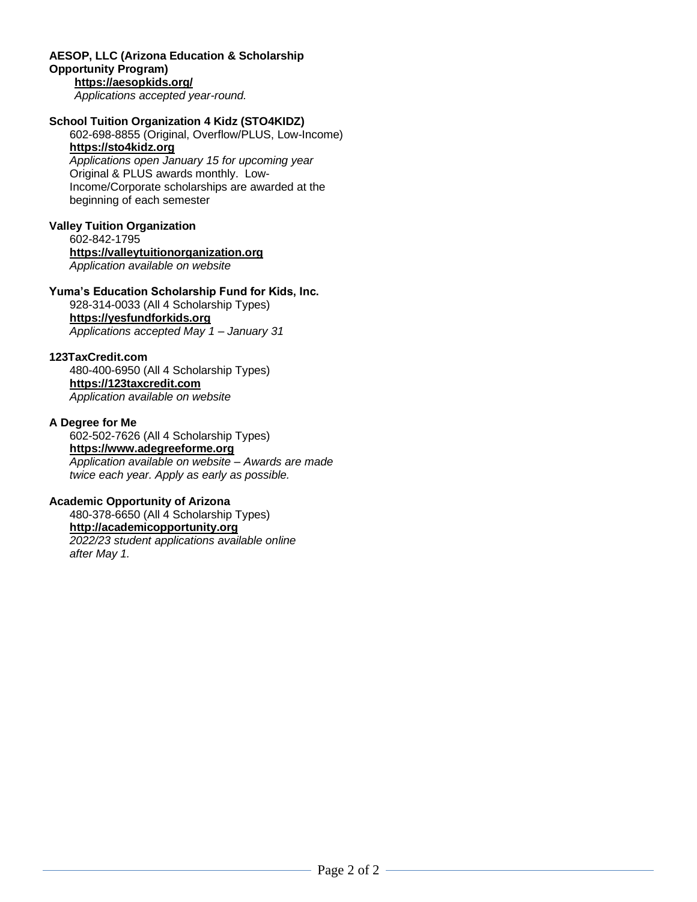**AESOP, LLC (Arizona Education & Scholarship Opportunity Program)**

**https://aesopkids.org/**

*Applications accepted year-round.*

**School Tuition Organization 4 Kidz (STO4KIDZ)**

602-698-8855 (Original, Overflow/PLUS, Low-Income)

**https://sto4kidz.org**

*Applications open January 15 for upcoming year*

Original & PLUS awards monthly. Low-Income/Corporate scholarships are awarded at the beginning of each semester

**Valley Tuition Organization**

602-842-1795

**https://valleytuitionorganization.org**

*Application available on website*

**Yuma's Education Scholarship Fund for Kids, Inc.**

928-314-0033 (All 4 Scholarship Types)

**https://yesfundforkids.org**

*Applications accepted May 1 – January 31*

**123TaxCredit.com**

480-400-6950 (All 4 Scholarship Types)

**https://123taxcredit.com**

*Application available on website*

**A Degree for Me**

602-502-7626 (All 4 Scholarship Types)

**https://www.adegreeforme.org**

*Application available on website – Awards are made twice each year. Apply as early as possible.*

**Academic Opportunity of Arizona**

480-378-6650 (All 4 Scholarship Types)

**http://academicopportunity.org**

*2022/23 student applications available online after May 1.*